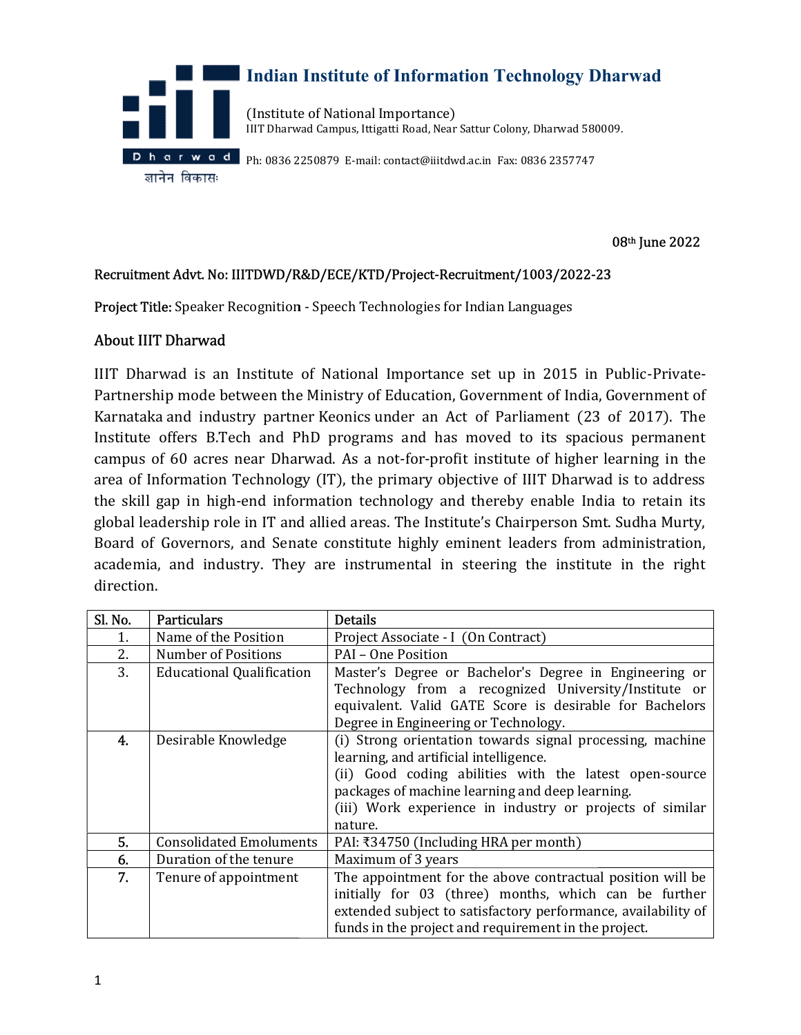# Indian Institute of Information Technology Dharwad

(Institute of National Importance)
IIIT Dharwad Campus, Ittigatti Road, Near Sattur Colony, Dharwad 580009.

Ph: 0836 2250879 E-mail: contact@iiitdwd.ac.in Fax: 0836 2357747

ज्ञानेन विकासः

08th June 2022

Recruitment Advt. No: IIITDWD/R&D/ECE/KTD/Project-Recruitment/1003/2022-23

Project Title: Speaker Recognition - Speech Technologies for Indian Languages

## About IIIT Dharwad

IIIT Dharwad is an Institute of National Importance set up in 2015 in Public-Private-Partnership mode between the Ministry of Education, Government of India, Government of Karnataka and industry partner Keonics under an Act of Parliament (23 of 2017). The Institute offers B.Tech and PhD programs and has moved to its spacious permanent campus of 60 acres near Dharwad. As a not-for-profit institute of higher learning in the area of Information Technology (IT), the primary objective of IIIT Dharwad is to address the skill gap in high-end information technology and thereby enable India to retain its global leadership role in IT and allied areas. The Institute's Chairperson Smt. Sudha Murty, Board of Governors, and Senate constitute highly eminent leaders from administration, academia, and industry. They are instrumental in steering the institute in the right direction.

| Sl. No. | Particulars | Details |
|---|---|---|
| 1. | Name of the Position | Project Associate - I (On Contract) |
| 2. | Number of Positions | PAI – One Position |
| 3. | Educational Qualification | Master's Degree or Bachelor's Degree in Engineering or Technology from a recognized University/Institute or equivalent. Valid GATE Score is desirable for Bachelors Degree in Engineering or Technology. |
| 4. | Desirable Knowledge | (i) Strong orientation towards signal processing, machine learning, and artificial intelligence.<br>(ii) Good coding abilities with the latest open-source packages of machine learning and deep learning.<br>(iii) Work experience in industry or projects of similar nature. |
| 5. | Consolidated Emoluments | PAI: ₹34750 (Including HRA per month) |
| 6. | Duration of the tenure | Maximum of 3 years |
| 7. | Tenure of appointment | The appointment for the above contractual position will be initially for 03 (three) months, which can be further extended subject to satisfactory performance, availability of funds in the project and requirement in the project. |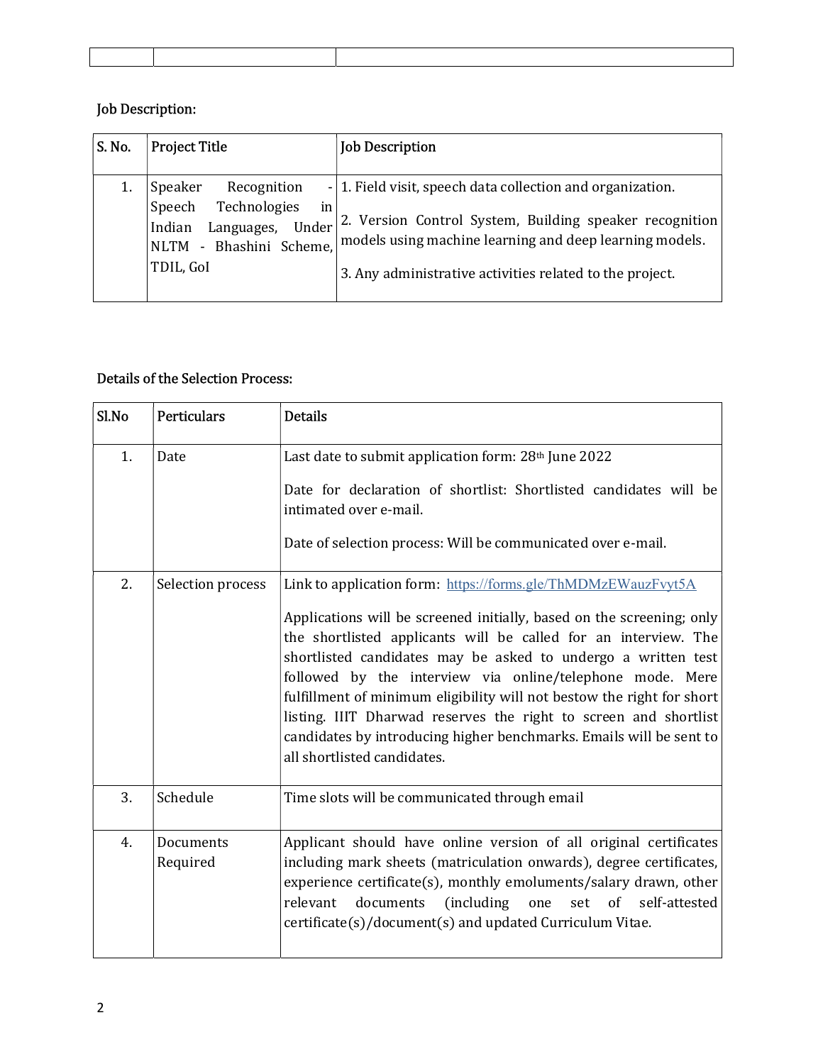Job Description:

| S. No. | Project Title | Job Description |
|---|---|---|
| 1. | Speaker Recognition - Speech Technologies in Indian Languages, Under NLTM - Bhashini Scheme, TDIL, GoI | 1. Field visit, speech data collection and organization.<br><br>2. Version Control System, Building speaker recognition models using machine learning and deep learning models.<br><br>3. Any administrative activities related to the project. |

Details of the Selection Process:

| Sl.No | Particulars | Details |
|---|---|---|
| 1. | Date | Last date to submit application form: 28th June 2022<br><br>Date for declaration of shortlist: Shortlisted candidates will be intimated over e-mail.<br><br>Date of selection process: Will be communicated over e-mail. |
| 2. | Selection process | Link to application form: https://forms.gle/ThMDMzEWauzFvyt5A<br><br>Applications will be screened initially, based on the screening; only the shortlisted applicants will be called for an interview. The shortlisted candidates may be asked to undergo a written test followed by the interview via online/telephone mode. Mere fulfillment of minimum eligibility will not bestow the right for short listing. IIIT Dharwad reserves the right to screen and shortlist candidates by introducing higher benchmarks. Emails will be sent to all shortlisted candidates. |
| 3. | Schedule | Time slots will be communicated through email |
| 4. | Documents Required | Applicant should have online version of all original certificates including mark sheets (matriculation onwards), degree certificates, experience certificate(s), monthly emoluments/salary drawn, other relevant documents (including one set of self-attested certificate(s)/document(s) and updated Curriculum Vitae. |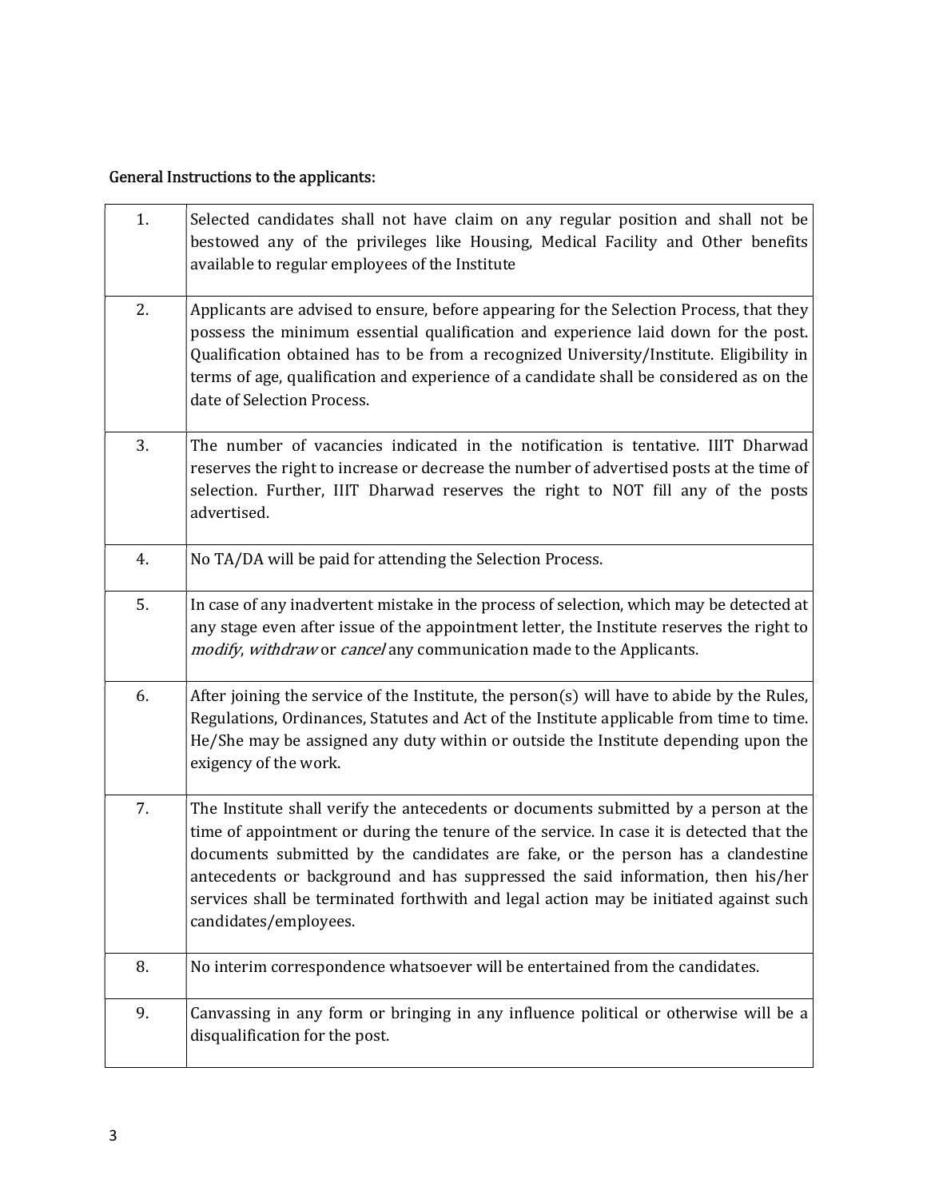General Instructions to the applicants:

| | |
|---|---|
| 1. | Selected candidates shall not have claim on any regular position and shall not be bestowed any of the privileges like Housing, Medical Facility and Other benefits available to regular employees of the Institute |
| 2. | Applicants are advised to ensure, before appearing for the Selection Process, that they possess the minimum essential qualification and experience laid down for the post. Qualification obtained has to be from a recognized University/Institute. Eligibility in terms of age, qualification and experience of a candidate shall be considered as on the date of Selection Process. |
| 3. | The number of vacancies indicated in the notification is tentative. IIIT Dharwad reserves the right to increase or decrease the number of advertised posts at the time of selection. Further, IIIT Dharwad reserves the right to NOT fill any of the posts advertised. |
| 4. | No TA/DA will be paid for attending the Selection Process. |
| 5. | In case of any inadvertent mistake in the process of selection, which may be detected at any stage even after issue of the appointment letter, the Institute reserves the right to *modify*, *withdraw* or *cancel* any communication made to the Applicants. |
| 6. | After joining the service of the Institute, the person(s) will have to abide by the Rules, Regulations, Ordinances, Statutes and Act of the Institute applicable from time to time. He/She may be assigned any duty within or outside the Institute depending upon the exigency of the work. |
| 7. | The Institute shall verify the antecedents or documents submitted by a person at the time of appointment or during the tenure of the service. In case it is detected that the documents submitted by the candidates are fake, or the person has a clandestine antecedents or background and has suppressed the said information, then his/her services shall be terminated forthwith and legal action may be initiated against such candidates/employees. |
| 8. | No interim correspondence whatsoever will be entertained from the candidates. |
| 9. | Canvassing in any form or bringing in any influence political or otherwise will be a disqualification for the post. |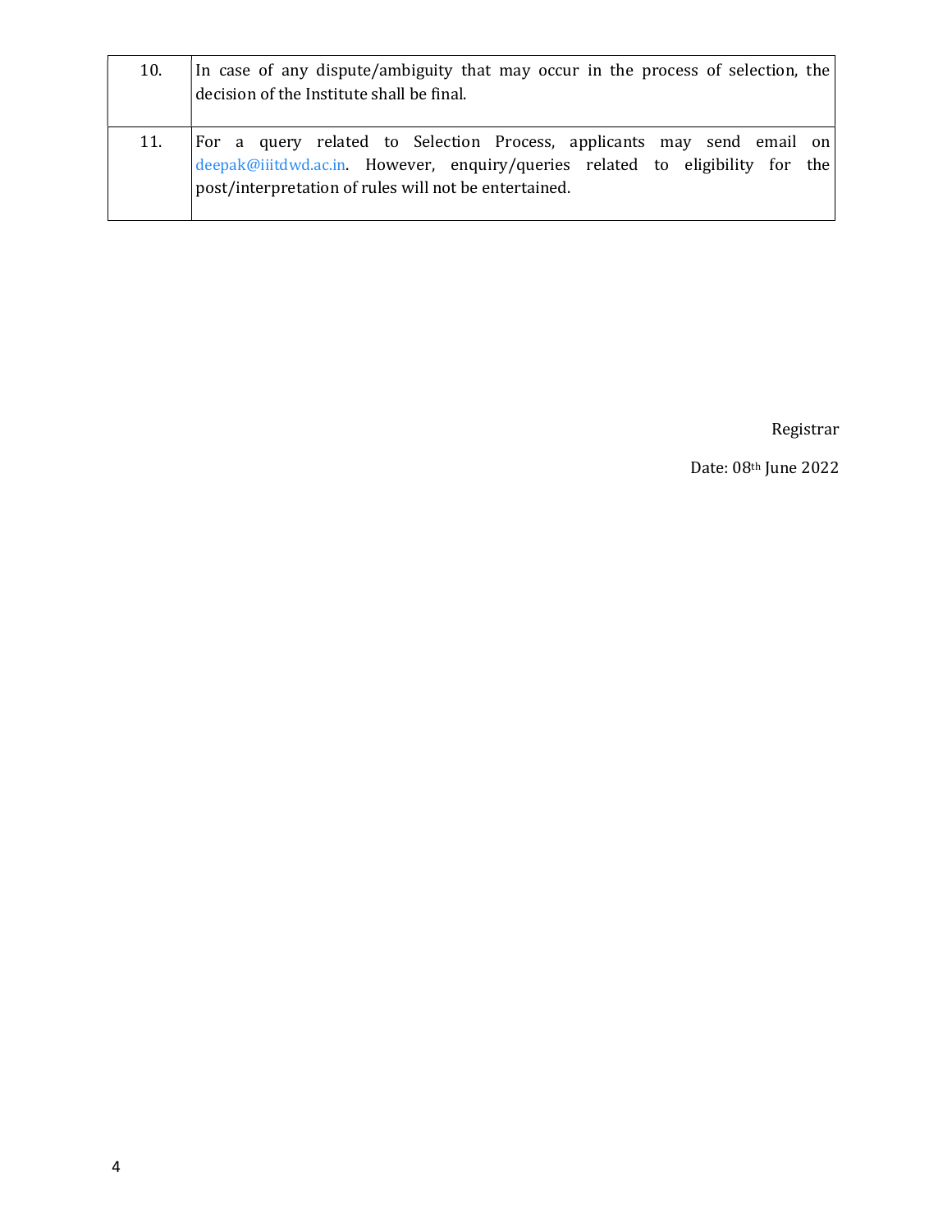| | |
|---|---|
| 10. | In case of any dispute/ambiguity that may occur in the process of selection, the decision of the Institute shall be final. |
| 11. | For a query related to Selection Process, applicants may send email on deepak@iiitdwd.ac.in. However, enquiry/queries related to eligibility for the post/interpretation of rules will not be entertained. |

Registrar

Date: 08th June 2022